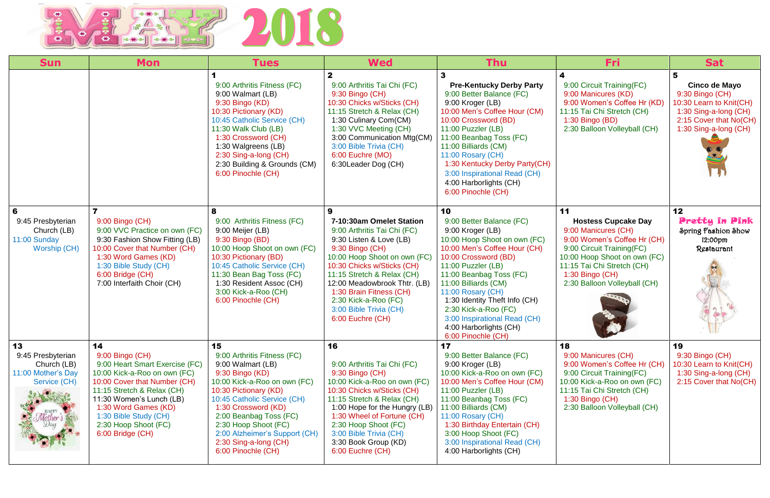# MAY 2018

| Sun | Mon | Tues | Wed | Thu | Fri | Sat |
|---|---|---|---|---|---|---|
| | | **1**<br>9:00 Arthritis Fitness (FC)<br>9:00 Walmart (LB)<br>9:30 Bingo (KD)<br>10:30 Pictionary (KD)<br>10:45 Catholic Service (CH)<br>11:30 Walk Club (LB)<br>1:30 Crossword (CH)<br>1:30 Walgreens (LB)<br>2:30 Sing-a-long (CH)<br>2:30 Building & Grounds (CM)<br>6:00 Pinochle (CH) | **2**<br>9:00 Arthritis Tai Chi (FC)<br>9:30 Bingo (CH)<br>10:30 Chicks w/Sticks (CH)<br>11:15 Stretch & Relax (CH)<br>1:30 Culinary Com(CM)<br>1:30 VVC Meeting (CH)<br>3:00 Communication Mtg(CM)<br>3:00 Bible Trivia (CH)<br>6:00 Euchre (MO)<br>6:30Leader Dog (CH) | **3**<br>**Pre-Kentucky Derby Party**<br>9:00 Better Balance (FC)<br>9:00 Kroger (LB)<br>10:00 Men's Coffee Hour (CM)<br>10:00 Crossword (BD)<br>11:00 Puzzler (LB)<br>11:00 Beanbag Toss (FC)<br>11:00 Billiards (CM)<br>11:00 Rosary (CH)<br>1:30 Kentucky Derby Party(CH)<br>3:00 Inspirational Read (CH)<br>4:00 Harborlights (CH)<br>6:00 Pinochle (CH) | **4**<br>9:00 Circuit Training(FC)<br>9:00 Manicures (KD)<br>9:00 Women's Coffee Hr (KD)<br>11:15 Tai Chi Stretch (CH)<br>1:30 Bingo (BD)<br>2:30 Balloon Volleyball (CH) | **5**<br>**Cinco de Mayo**<br>9:30 Bingo (CH)<br>10:30 Learn to Knit(CH)<br>1:30 Sing-a-long (CH)<br>2:15 Cover that No(CH)<br>1:30 Sing-a-long (CH) |
| **6**<br>9:45 Presbyterian Church (LB)<br>11:00 Sunday Worship (CH) | **7**<br>9:00 Bingo (CH)<br>9:00 VVC Practice on own (FC)<br>9:30 Fashion Show Fitting (LB)<br>10:00 Cover that Number (CH)<br>1:30 Word Games (KD)<br>1:30 Bible Study (CH)<br>6:00 Bridge (CH)<br>7:00 Interfaith Choir (CH) | **8**<br>9:00 Arthritis Fitness (FC)<br>9:00 Meijer (LB)<br>9:30 Bingo (BD)<br>10:00 Hoop Shoot on own (FC)<br>10:30 Pictionary (BD)<br>10:45 Catholic Service (CH)<br>11:30 Bean Bag Toss (FC)<br>1:30 Resident Assoc (CH)<br>3:00 Kick-a-Roo (CH)<br>6:00 Pinochle (CH) | **9**<br>**7-10:30am Omelet Station**<br>9:00 Arthritis Tai Chi (FC)<br>9:30 Listen & Love (LB)<br>9:30 Bingo (CH)<br>10:00 Hoop Shoot on own (FC)<br>10:30 Chicks w/Sticks (CH)<br>11:15 Stretch & Relax (CH)<br>12:00 Meadowbrook Thtr. (LB)<br>1:30 Brain Fitness (CH)<br>2:30 Kick-a-Roo (FC)<br>3:00 Bible Trivia (CH)<br>6:00 Euchre (CH) | **10**<br>9:00 Better Balance (FC)<br>9:00 Kroger (LB)<br>10:00 Hoop Shoot on own (FC)<br>10:00 Men's Coffee Hour (CH)<br>10:00 Crossword (BD)<br>11:00 Puzzler (LB)<br>11:00 Beanbag Toss (FC)<br>11:00 Billiards (CM)<br>11:00 Rosary (CH)<br>1:30 Identity Theft Info (CH)<br>2:30 Kick-a-Roo (FC)<br>3:00 Inspirational Read (CH)<br>4:00 Harborlights (CH)<br>6:00 Pinochle (CH) | **11**<br>**Hostess Cupcake Day**<br>9:00 Manicures (CH)<br>9:00 Women's Coffee Hr (CH)<br>9:00 Circuit Training(FC)<br>10:00 Hoop Shoot on own (FC)<br>11:15 Tai Chi Stretch (CH)<br>1:30 Bingo (CH)<br>2:30 Balloon Volleyball (CH) | **12**<br>**Pretty in Pink**<br>Spring Fashion Show<br>12:00pm<br>Restaurant |
| **13**<br>9:45 Presbyterian Church (LB)<br>11:00 Mother's Day Service (CH)<br>HAPPY Mother's Day | **14**<br>9:00 Bingo (CH)<br>9:00 Heart Smart Exercise (FC)<br>10:00 Kick-a-Roo on own (FC)<br>10:00 Cover that Number (CH)<br>11:15 Stretch & Relax (CH)<br>11:30 Women's Lunch (LB)<br>1:30 Word Games (KD)<br>1:30 Bible Study (CH)<br>2:30 Hoop Shoot (FC)<br>6:00 Bridge (CH) | **15**<br>9:00 Arthritis Fitness (FC)<br>9:00 Walmart (LB)<br>9:30 Bingo (KD)<br>10:00 Kick-a-Roo on own (FC)<br>10:30 Pictionary (KD)<br>10:45 Catholic Service (CH)<br>1:30 Crossword (KD)<br>2:00 Beanbag Toss (FC)<br>2:30 Hoop Shoot (FC)<br>2:00 Alzheimer's Support (CH)<br>2:30 Sing-a-long (CH)<br>6:00 Pinochle (CH) | **16**<br>9:00 Arthritis Tai Chi (FC)<br>9:30 Bingo (CH)<br>10:00 Kick-a-Roo on own (FC)<br>10:30 Chicks w/Sticks (CH)<br>11:15 Stretch & Relax (CH)<br>1:00 Hope for the Hungry (LB)<br>1:30 Wheel of Fortune (CH)<br>2:30 Hoop Shoot (FC)<br>3:00 Bible Trivia (CH)<br>3:30 Book Group (KD)<br>6:00 Euchre (CH) | **17**<br>9:00 Better Balance (FC)<br>9:00 Kroger (LB)<br>10:00 Kick-a-Roo on own (FC)<br>10:00 Men's Coffee Hour (CM)<br>11:00 Puzzler (LB)<br>11:00 Beanbag Toss (FC)<br>11:00 Billiards (CM)<br>11:00 Rosary (CH)<br>1:30 Birthday Entertain (CH)<br>3:00 Hoop Shoot (FC)<br>3:00 Inspirational Read (CH)<br>4:00 Harborlights (CH) | **18**<br>9:00 Manicures (CH)<br>9:00 Women's Coffee Hr (CH)<br>9:00 Circuit Training(FC)<br>10:00 Kick-a-Roo on own (FC)<br>11:15 Tai Chi Stretch (CH)<br>1:30 Bingo (CH)<br>2:30 Balloon Volleyball (CH) | **19**<br>9:30 Bingo (CH)<br>10:30 Learn to Knit(CH)<br>1:30 Sing-a-long (CH)<br>2:15 Cover that No(CH) |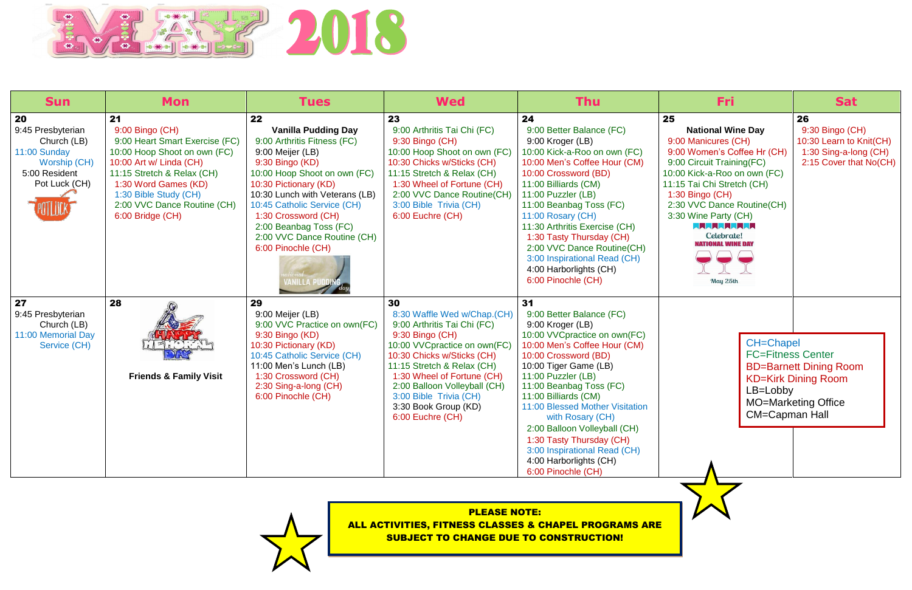# MAY 2018

| Sun | Mon | Tues | Wed | Thu | Fri | Sat |
|---|---|---|---|---|---|---|
| **20**<br>9:45 Presbyterian Church (LB)<br>11:00 Sunday Worship (CH)<br>5:00 Resident Pot Luck (CH) | **21**<br>9:00 Bingo (CH)<br>9:00 Heart Smart Exercise (FC)<br>10:00 Hoop Shoot on own (FC)<br>10:00 Art w/ Linda (CH)<br>11:15 Stretch & Relax (CH)<br>1:30 Word Games (KD)<br>1:30 Bible Study (CH)<br>2:00 VVC Dance Routine (CH)<br>6:00 Bridge (CH) | **22**<br>**Vanilla Pudding Day**<br>9:00 Arthritis Fitness (FC)<br>9:00 Meijer (LB)<br>9:30 Bingo (KD)<br>10:00 Hoop Shoot on own (FC)<br>10:30 Pictionary (KD)<br>10:30 Lunch with Veterans (LB)<br>10:45 Catholic Service (CH)<br>1:30 Crossword (CH)<br>2:00 Beanbag Toss (FC)<br>2:00 VVC Dance Routine (CH)<br>6:00 Pinochle (CH) | **23**<br>9:00 Arthritis Tai Chi (FC)<br>9:30 Bingo (CH)<br>10:00 Hoop Shoot on own (FC)<br>10:30 Chicks w/Sticks (CH)<br>11:15 Stretch & Relax (CH)<br>1:30 Wheel of Fortune (CH)<br>2:00 VVC Dance Routine(CH)<br>3:00 Bible Trivia (CH)<br>6:00 Euchre (CH) | **24**<br>9:00 Better Balance (FC)<br>9:00 Kroger (LB)<br>10:00 Kick-a-Roo on own (FC)<br>10:00 Men's Coffee Hour (CM)<br>10:00 Crossword (BD)<br>11:00 Billiards (CM)<br>11:00 Puzzler (LB)<br>11:00 Beanbag Toss (FC)<br>11:00 Rosary (CH)<br>11:30 Arthritis Exercise (CH)<br>1:30 Tasty Thursday (CH)<br>2:00 VVC Dance Routine(CH)<br>3:00 Inspirational Read (CH)<br>4:00 Harborlights (CH)<br>6:00 Pinochle (CH) | **25**<br>**National Wine Day**<br>9:00 Manicures (CH)<br>9:00 Women's Coffee Hr (CH)<br>9:00 Circuit Training(FC)<br>10:00 Kick-a-Roo on own (FC)<br>11:15 Tai Chi Stretch (CH)<br>1:30 Bingo (CH)<br>2:30 VVC Dance Routine(CH)<br>3:30 Wine Party (CH) | **26**<br>9:30 Bingo (CH)<br>10:30 Learn to Knit(CH)<br>1:30 Sing-a-long (CH)<br>2:15 Cover that No(CH) |
| **27**<br>9:45 Presbyterian Church (LB)<br>11:00 Memorial Day Service (CH) | **28**<br>**Friends & Family Visit** | **29**<br>9:00 Meijer (LB)<br>9:00 VVC Practice on own(FC)<br>9:30 Bingo (KD)<br>10:30 Pictionary (KD)<br>10:45 Catholic Service (CH)<br>11:00 Men's Lunch (LB)<br>1:30 Crossword (CH)<br>2:30 Sing-a-long (CH)<br>6:00 Pinochle (CH) | **30**<br>8:30 Waffle Wed w/Chap.(CH)<br>9:00 Arthritis Tai Chi (FC)<br>9:30 Bingo (CH)<br>10:00 VVCpractice on own(FC)<br>10:30 Chicks w/Sticks (CH)<br>11:15 Stretch & Relax (CH)<br>1:30 Wheel of Fortune (CH)<br>2:00 Balloon Volleyball (CH)<br>3:00 Bible Trivia (CH)<br>3:30 Book Group (KD)<br>6:00 Euchre (CH) | **31**<br>9:00 Better Balance (FC)<br>9:00 Kroger (LB)<br>10:00 VVCpractice on own(FC)<br>10:00 Men's Coffee Hour (CM)<br>10:00 Crossword (BD)<br>10:00 Tiger Game (LB)<br>11:00 Puzzler (LB)<br>11:00 Beanbag Toss (FC)<br>11:00 Billiards (CM)<br>11:00 Blessed Mother Visitation with Rosary (CH)<br>2:00 Balloon Volleyball (CH)<br>1:30 Tasty Thursday (CH)<br>3:00 Inspirational Read (CH)<br>4:00 Harborlights (CH)<br>6:00 Pinochle (CH) | | |

CH=Chapel
FC=Fitness Center
BD=Barnett Dining Room
KD=Kirk Dining Room
LB=Lobby
MO=Marketing Office
CM=Capman Hall

**PLEASE NOTE:**
**ALL ACTIVITIES, FITNESS CLASSES & CHAPEL PROGRAMS ARE SUBJECT TO CHANGE DUE TO CONSTRUCTION!**